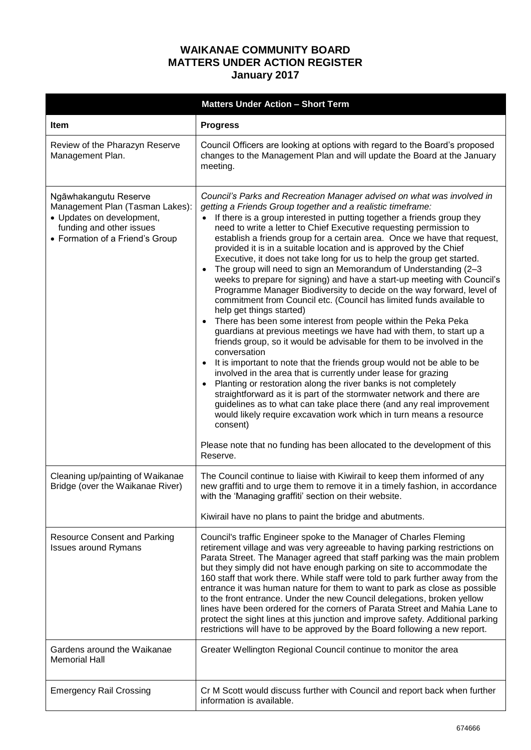# WAIKANAE COMMUNITY BOARD
# MATTERS UNDER ACTION REGISTER
## January 2017

| **Matters Under Action – Short Term** | |
|---|---|
| **Item** | **Progress** |
| Review of the Pharazyn Reserve Management Plan. | Council Officers are looking at options with regard to the Board's proposed changes to the Management Plan and will update the Board at the January meeting. |
| Ngāwhakangutu Reserve Management Plan (Tasman Lakes):<br>• Updates on development, funding and other issues<br>• Formation of a Friend's Group | *Council's Parks and Recreation Manager advised on what was involved in getting a Friends Group together and a realistic timeframe:*<br>• If there is a group interested in putting together a friends group they need to write a letter to Chief Executive requesting permission to establish a friends group for a certain area. Once we have that request, provided it is in a suitable location and is approved by the Chief Executive, it does not take long for us to help the group get started.<br>• The group will need to sign an Memorandum of Understanding (2–3 weeks to prepare for signing) and have a start-up meeting with Council's Programme Manager Biodiversity to decide on the way forward, level of commitment from Council etc. (Council has limited funds available to help get things started)<br>• There has been some interest from people within the Peka Peka guardians at previous meetings we have had with them, to start up a friends group, so it would be advisable for them to be involved in the conversation<br>• It is important to note that the friends group would not be able to be involved in the area that is currently under lease for grazing<br>• Planting or restoration along the river banks is not completely straightforward as it is part of the stormwater network and there are guidelines as to what can take place there (and any real improvement would likely require excavation work which in turn means a resource consent)<br><br>Please note that no funding has been allocated to the development of this Reserve. |
| Cleaning up/painting of Waikanae Bridge (over the Waikanae River) | The Council continue to liaise with Kiwirail to keep them informed of any new graffiti and to urge them to remove it in a timely fashion, in accordance with the 'Managing graffiti' section on their website.<br><br>Kiwirail have no plans to paint the bridge and abutments. |
| Resource Consent and Parking Issues around Rymans | Council's traffic Engineer spoke to the Manager of Charles Fleming retirement village and was very agreeable to having parking restrictions on Parata Street. The Manager agreed that staff parking was the main problem but they simply did not have enough parking on site to accommodate the 160 staff that work there. While staff were told to park further away from the entrance it was human nature for them to want to park as close as possible to the front entrance. Under the new Council delegations, broken yellow lines have been ordered for the corners of Parata Street and Mahia Lane to protect the sight lines at this junction and improve safety. Additional parking restrictions will have to be approved by the Board following a new report. |
| Gardens around the Waikanae Memorial Hall | Greater Wellington Regional Council continue to monitor the area |
| Emergency Rail Crossing | Cr M Scott would discuss further with Council and report back when further information is available. |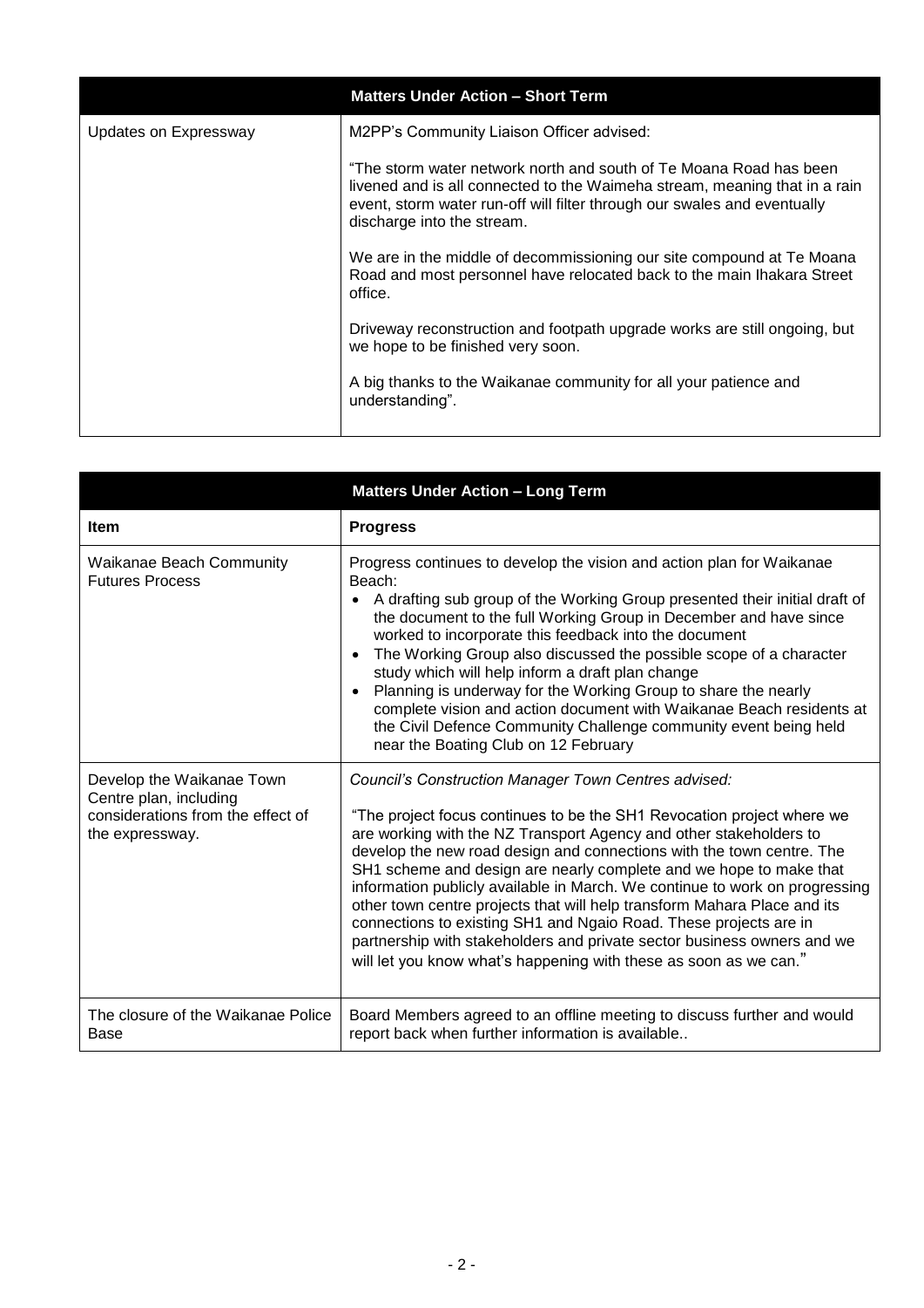| Matters Under Action – Short Term | |
|---|---|
| Updates on Expressway | M2PP's Community Liaison Officer advised:<br><br>"The storm water network north and south of Te Moana Road has been livened and is all connected to the Waimeha stream, meaning that in a rain event, storm water run-off will filter through our swales and eventually discharge into the stream.<br><br>We are in the middle of decommissioning our site compound at Te Moana Road and most personnel have relocated back to the main Ihakara Street office.<br><br>Driveway reconstruction and footpath upgrade works are still ongoing, but we hope to be finished very soon.<br><br>A big thanks to the Waikanae community for all your patience and understanding". |

| Matters Under Action – Long Term | |
|---|---|
| **Item** | **Progress** |
| Waikanae Beach Community Futures Process | Progress continues to develop the vision and action plan for Waikanae Beach:<br>• A drafting sub group of the Working Group presented their initial draft of the document to the full Working Group in December and have since worked to incorporate this feedback into the document<br>• The Working Group also discussed the possible scope of a character study which will help inform a draft plan change<br>• Planning is underway for the Working Group to share the nearly complete vision and action document with Waikanae Beach residents at the Civil Defence Community Challenge community event being held near the Boating Club on 12 February |
| Develop the Waikanae Town Centre plan, including considerations from the effect of the expressway. | *Council's Construction Manager Town Centres advised:*<br><br>"The project focus continues to be the SH1 Revocation project where we are working with the NZ Transport Agency and other stakeholders to develop the new road design and connections with the town centre. The SH1 scheme and design are nearly complete and we hope to make that information publicly available in March. We continue to work on progressing other town centre projects that will help transform Mahara Place and its connections to existing SH1 and Ngaio Road. These projects are in partnership with stakeholders and private sector business owners and we will let you know what's happening with these as soon as we can." |
| The closure of the Waikanae Police Base | Board Members agreed to an offline meeting to discuss further and would report back when further information is available.. |